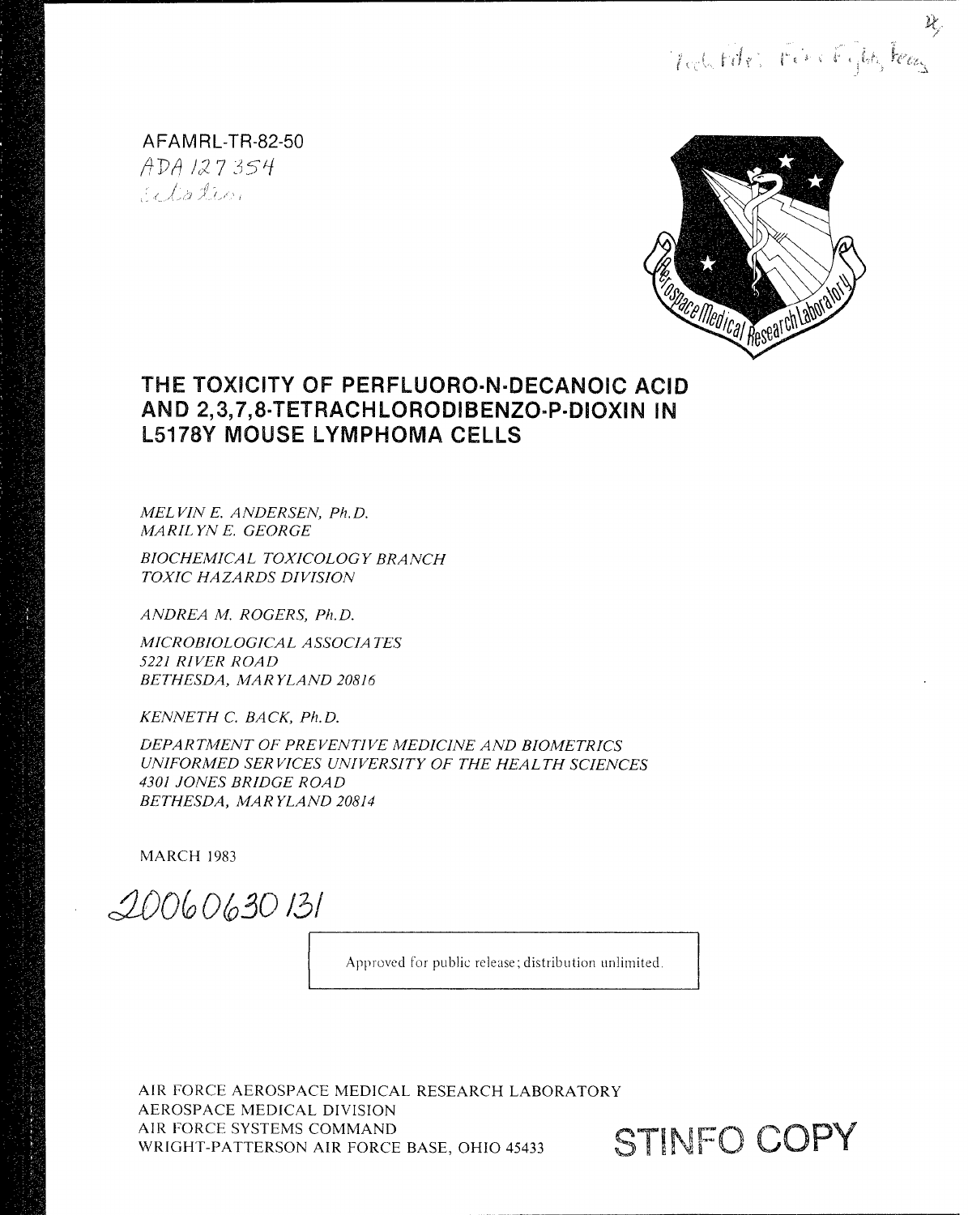AFAMRL-TR-82-50

ADA 127354

# THE TOXICITY OF PERFLUORO-N-DECANOIC ACID AND 2,3,7,8-TETRACHLORODIBENZO-P-DIOXIN IN L5178Y MOUSE LYMPHOMA CELLS

*MELVIN E. ANDERSEN, Ph.D.*
*MARILYN E. GEORGE*

*BIOCHEMICAL TOXICOLOGY BRANCH*
*TOXIC HAZARDS DIVISION*

*ANDREA M. ROGERS, Ph.D.*

*MICROBIOLOGICAL ASSOCIATES*
*5221 RIVER ROAD*
*BETHESDA, MARYLAND 20816*

*KENNETH C. BACK, Ph.D.*

*DEPARTMENT OF PREVENTIVE MEDICINE AND BIOMETRICS*
*UNIFORMED SERVICES UNIVERSITY OF THE HEALTH SCIENCES*
*4301 JONES BRIDGE ROAD*
*BETHESDA, MARYLAND 20814*

MARCH 1983

20060630131

Approved for public release; distribution unlimited.

AIR FORCE AEROSPACE MEDICAL RESEARCH LABORATORY
AEROSPACE MEDICAL DIVISION
AIR FORCE SYSTEMS COMMAND
WRIGHT-PATTERSON AIR FORCE BASE, OHIO 45433

STINFO COPY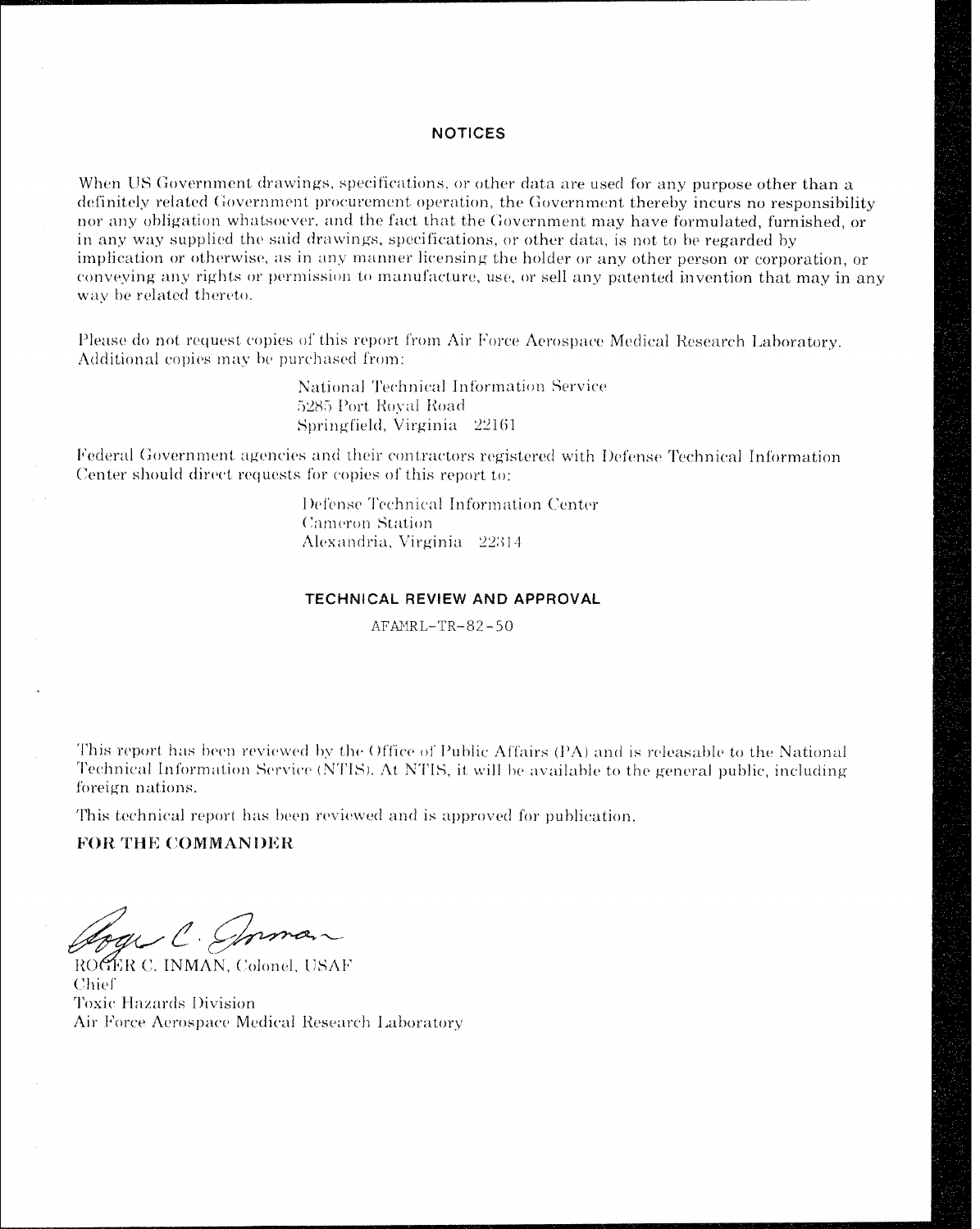## NOTICES

When US Government drawings, specifications, or other data are used for any purpose other than a definitely related Government procurement operation, the Government thereby incurs no responsibility nor any obligation whatsoever, and the fact that the Government may have formulated, furnished, or in any way supplied the said drawings, specifications, or other data, is not to be regarded by implication or otherwise, as in any manner licensing the holder or any other person or corporation, or conveying any rights or permission to manufacture, use, or sell any patented invention that may in any way be related thereto.

Please do not request copies of this report from Air Force Aerospace Medical Research Laboratory. Additional copies may be purchased from:

National Technical Information Service
5285 Port Royal Road
Springfield, Virginia 22161

Federal Government agencies and their contractors registered with Defense Technical Information Center should direct requests for copies of this report to:

Defense Technical Information Center
Cameron Station
Alexandria, Virginia 22314

## TECHNICAL REVIEW AND APPROVAL

AFAMRL-TR-82-50

This report has been reviewed by the Office of Public Affairs (PA) and is releasable to the National Technical Information Service (NTIS). At NTIS, it will be available to the general public, including foreign nations.

This technical report has been reviewed and is approved for publication.

**FOR THE COMMANDER**

ROGER C. INMAN, Colonel, USAF
Chief
Toxic Hazards Division
Air Force Aerospace Medical Research Laboratory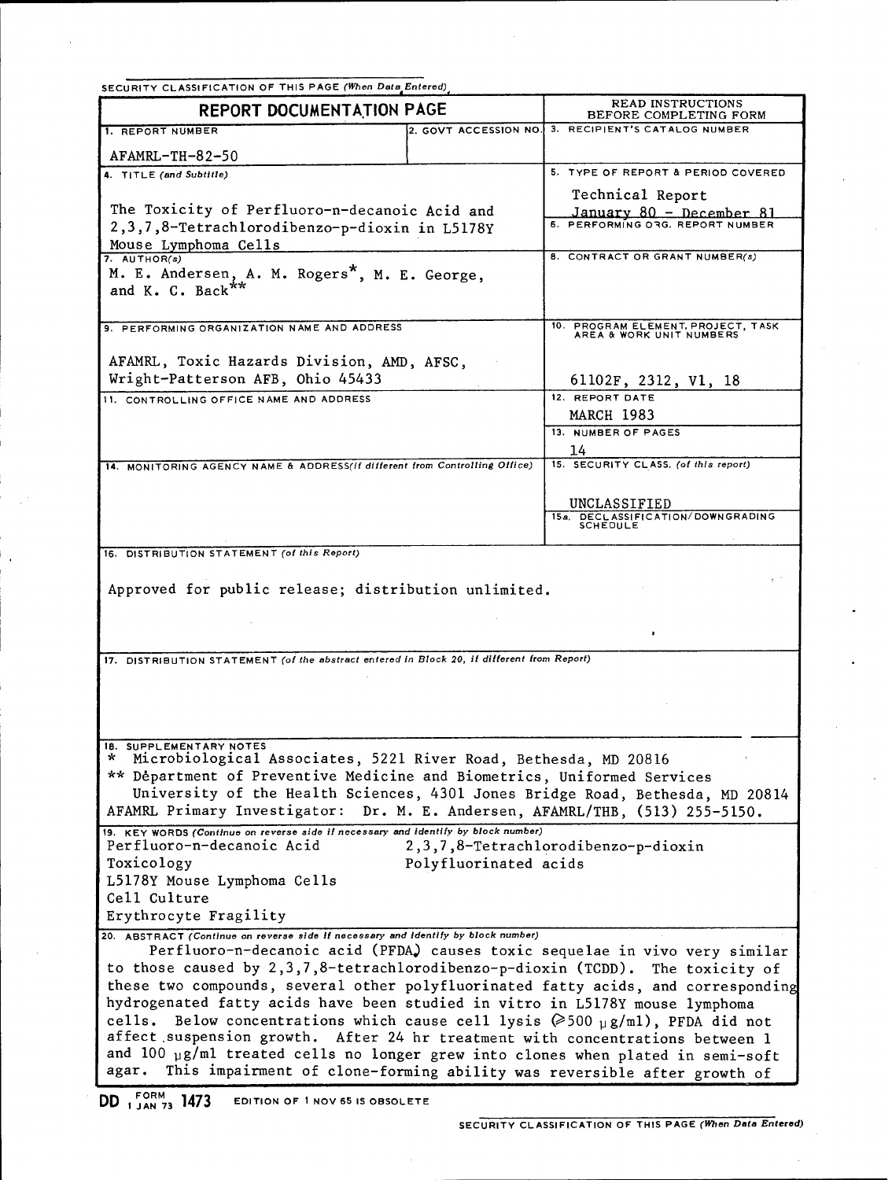SECURITY CLASSIFICATION OF THIS PAGE (When Data Entered)

| REPORT DOCUMENTATION PAGE | | READ INSTRUCTIONS BEFORE COMPLETING FORM |
|---|---|---|
| 1. REPORT NUMBER<br>AFAMRL-TR-82-50 | 2. GOVT ACCESSION NO. | 3. RECIPIENT'S CATALOG NUMBER |
| 4. TITLE (and Subtitle)<br>The Toxicity of Perfluoro-n-decanoic Acid and 2,3,7,8-Tetrachlorodibenzo-p-dioxin in L5178Y Mouse Lymphoma Cells | | 5. TYPE OF REPORT & PERIOD COVERED<br>Technical Report<br>January 80 - December 81 |
| | | 6. PERFORMING ORG. REPORT NUMBER |
| 7. AUTHOR(s)<br>M. E. Andersen, A. M. Rogers*, M. E. George, and K. C. Back** | | 8. CONTRACT OR GRANT NUMBER(s) |
| 9. PERFORMING ORGANIZATION NAME AND ADDRESS<br>AFAMRL, Toxic Hazards Division, AMD, AFSC, Wright-Patterson AFB, Ohio 45433 | | 10. PROGRAM ELEMENT, PROJECT, TASK AREA & WORK UNIT NUMBERS<br>61102F, 2312, V1, 18 |
| 11. CONTROLLING OFFICE NAME AND ADDRESS | | 12. REPORT DATE<br>MARCH 1983 |
| | | 13. NUMBER OF PAGES<br>14 |
| 14. MONITORING AGENCY NAME & ADDRESS(if different from Controlling Office) | | 15. SECURITY CLASS. (of this report)<br>UNCLASSIFIED |
| | | 15a. DECLASSIFICATION/DOWNGRADING SCHEDULE |

16. DISTRIBUTION STATEMENT (of this Report)

Approved for public release; distribution unlimited.

17. DISTRIBUTION STATEMENT (of the abstract entered in Block 20, if different from Report)

18. SUPPLEMENTARY NOTES

\* Microbiological Associates, 5221 River Road, Bethesda, MD 20816
\*\* Department of Preventive Medicine and Biometrics, Uniformed Services University of the Health Sciences, 4301 Jones Bridge Road, Bethesda, MD 20814
AFAMRL Primary Investigator: Dr. M. E. Andersen, AFAMRL/THB, (513) 255-5150.

19. KEY WORDS (Continue on reverse side if necessary and identify by block number)

| | |
|---|---|
| Perfluoro-n-decanoic Acid | 2,3,7,8-Tetrachlorodibenzo-p-dioxin |
| Toxicology | Polyfluorinated acids |
| L5178Y Mouse Lymphoma Cells | |
| Cell Culture | |
| Erythrocyte Fragility | |

20. ABSTRACT (Continue on reverse side if necessary and identify by block number)

Perfluoro-n-decanoic acid (PFDA) causes toxic sequelae in vivo very similar to those caused by 2,3,7,8-tetrachlorodibenzo-p-dioxin (TCDD). The toxicity of these two compounds, several other polyfluorinated fatty acids, and corresponding hydrogenated fatty acids have been studied in vitro in L5178Y mouse lymphoma cells. Below concentrations which cause cell lysis ($\geq 500$ μg/ml), PFDA did not affect suspension growth. After 24 hr treatment with concentrations between 1 and 100 μg/ml treated cells no longer grew into clones when plated in semi-soft agar. This impairment of clone-forming ability was reversible after growth of

DD FORM 1473 (1 JAN 73) EDITION OF 1 NOV 65 IS OBSOLETE

SECURITY CLASSIFICATION OF THIS PAGE (When Data Entered)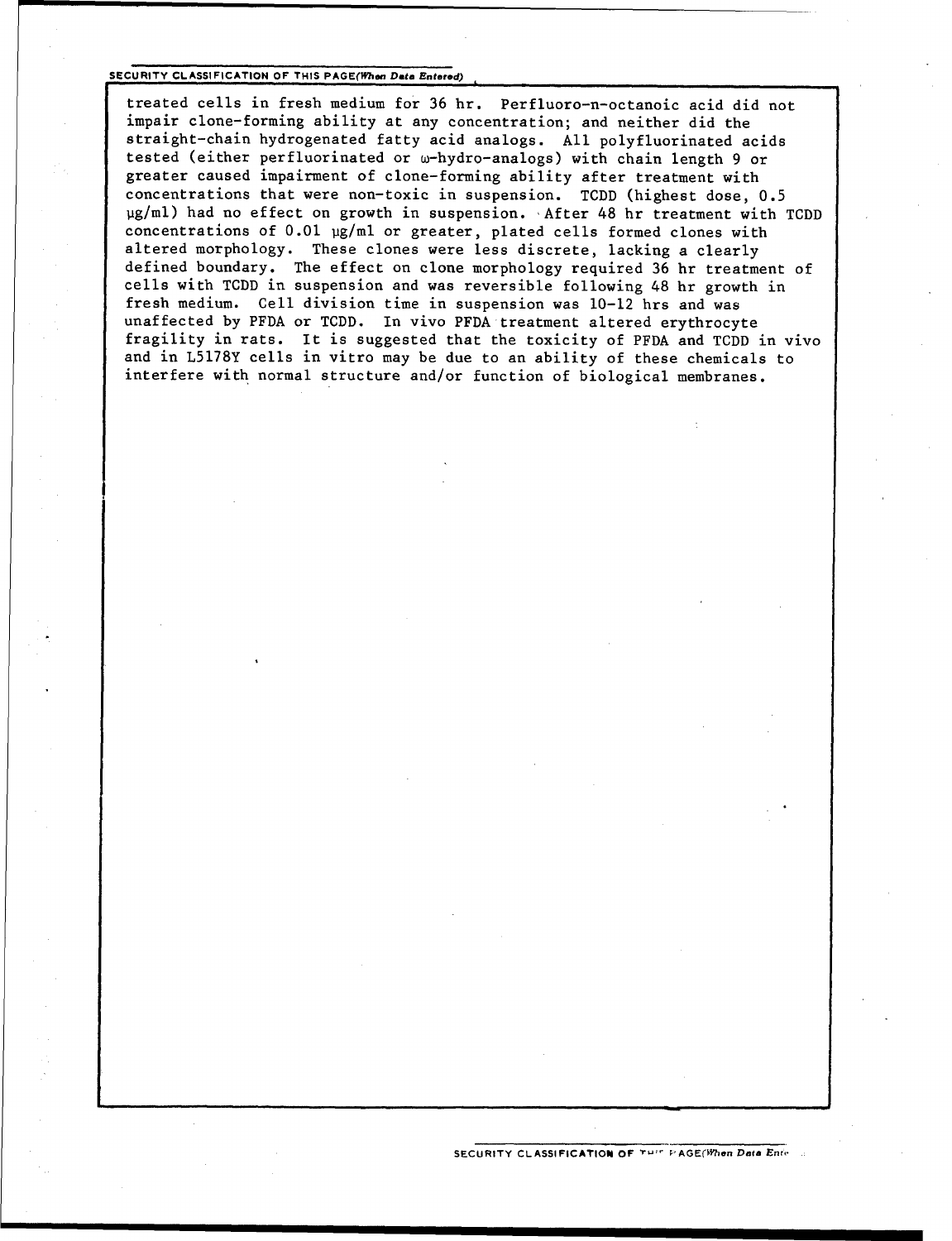treated cells in fresh medium for 36 hr. Perfluoro-n-octanoic acid did not impair clone-forming ability at any concentration; and neither did the straight-chain hydrogenated fatty acid analogs. All polyfluorinated acids tested (either perfluorinated or ω-hydro-analogs) with chain length 9 or greater caused impairment of clone-forming ability after treatment with concentrations that were non-toxic in suspension. TCDD (highest dose, 0.5 μg/ml) had no effect on growth in suspension. After 48 hr treatment with TCDD concentrations of 0.01 μg/ml or greater, plated cells formed clones with altered morphology. These clones were less discrete, lacking a clearly defined boundary. The effect on clone morphology required 36 hr treatment of cells with TCDD in suspension and was reversible following 48 hr growth in fresh medium. Cell division time in suspension was 10-12 hrs and was unaffected by PFDA or TCDD. In vivo PFDA treatment altered erythrocyte fragility in rats. It is suggested that the toxicity of PFDA and TCDD in vivo and in L5178Y cells in vitro may be due to an ability of these chemicals to interfere with normal structure and/or function of biological membranes.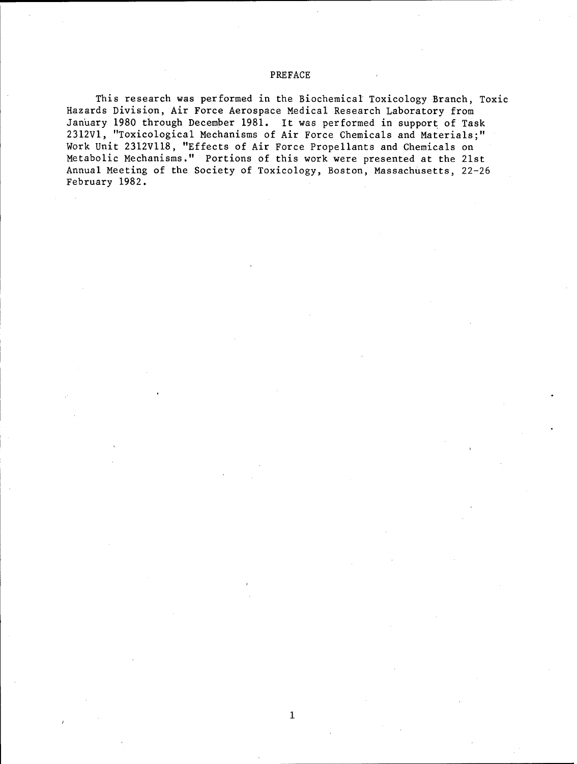# PREFACE

This research was performed in the Biochemical Toxicology Branch, Toxic Hazards Division, Air Force Aerospace Medical Research Laboratory from January 1980 through December 1981. It was performed in support of Task 2312V1, "Toxicological Mechanisms of Air Force Chemicals and Materials;" Work Unit 2312V118, "Effects of Air Force Propellants and Chemicals on Metabolic Mechanisms." Portions of this work were presented at the 21st Annual Meeting of the Society of Toxicology, Boston, Massachusetts, 22-26 February 1982.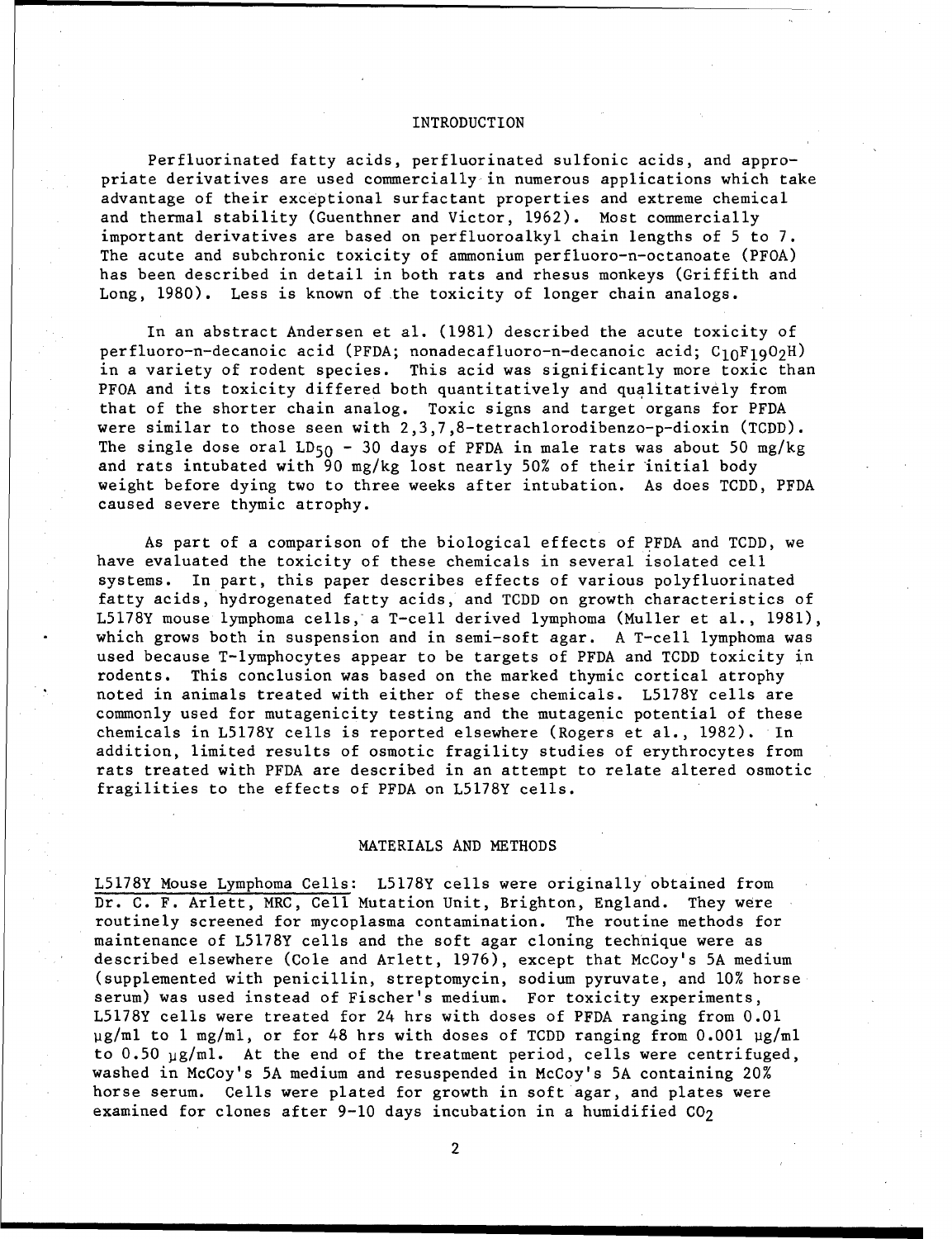## INTRODUCTION

Perfluorinated fatty acids, perfluorinated sulfonic acids, and appropriate derivatives are used commercially in numerous applications which take advantage of their exceptional surfactant properties and extreme chemical and thermal stability (Guenthner and Victor, 1962). Most commercially important derivatives are based on perfluoroalkyl chain lengths of 5 to 7. The acute and subchronic toxicity of ammonium perfluoro-n-octanoate (PFOA) has been described in detail in both rats and rhesus monkeys (Griffith and Long, 1980). Less is known of the toxicity of longer chain analogs.

In an abstract Andersen et al. (1981) described the acute toxicity of perfluoro-n-decanoic acid (PFDA; nonadecafluoro-n-decanoic acid; $C_{10}F_{19}O_2H$) in a variety of rodent species. This acid was significantly more toxic than PFOA and its toxicity differed both quantitatively and qualitatively from that of the shorter chain analog. Toxic signs and target organs for PFDA were similar to those seen with 2,3,7,8-tetrachlorodibenzo-p-dioxin (TCDD). The single dose oral $LD_{50}$ - 30 days of PFDA in male rats was about 50 mg/kg and rats intubated with 90 mg/kg lost nearly 50% of their initial body weight before dying two to three weeks after intubation. As does TCDD, PFDA caused severe thymic atrophy.

As part of a comparison of the biological effects of PFDA and TCDD, we have evaluated the toxicity of these chemicals in several isolated cell systems. In part, this paper describes effects of various polyfluorinated fatty acids, hydrogenated fatty acids, and TCDD on growth characteristics of L5178Y mouse lymphoma cells, a T-cell derived lymphoma (Muller et al., 1981), which grows both in suspension and in semi-soft agar. A T-cell lymphoma was used because T-lymphocytes appear to be targets of PFDA and TCDD toxicity in rodents. This conclusion was based on the marked thymic cortical atrophy noted in animals treated with either of these chemicals. L5178Y cells are commonly used for mutagenicity testing and the mutagenic potential of these chemicals in L5178Y cells is reported elsewhere (Rogers et al., 1982). In addition, limited results of osmotic fragility studies of erythrocytes from rats treated with PFDA are described in an attempt to relate altered osmotic fragilities to the effects of PFDA on L5178Y cells.

## MATERIALS AND METHODS

L5178Y Mouse Lymphoma Cells: L5178Y cells were originally obtained from Dr. C. F. Arlett, MRC, Cell Mutation Unit, Brighton, England. They were routinely screened for mycoplasma contamination. The routine methods for maintenance of L5178Y cells and the soft agar cloning technique were as described elsewhere (Cole and Arlett, 1976), except that McCoy's 5A medium (supplemented with penicillin, streptomycin, sodium pyruvate, and 10% horse serum) was used instead of Fischer's medium. For toxicity experiments, L5178Y cells were treated for 24 hrs with doses of PFDA ranging from 0.01 µg/ml to 1 mg/ml, or for 48 hrs with doses of TCDD ranging from 0.001 µg/ml to 0.50 µg/ml. At the end of the treatment period, cells were centrifuged, washed in McCoy's 5A medium and resuspended in McCoy's 5A containing 20% horse serum. Cells were plated for growth in soft agar, and plates were examined for clones after 9-10 days incubation in a humidified $CO_2$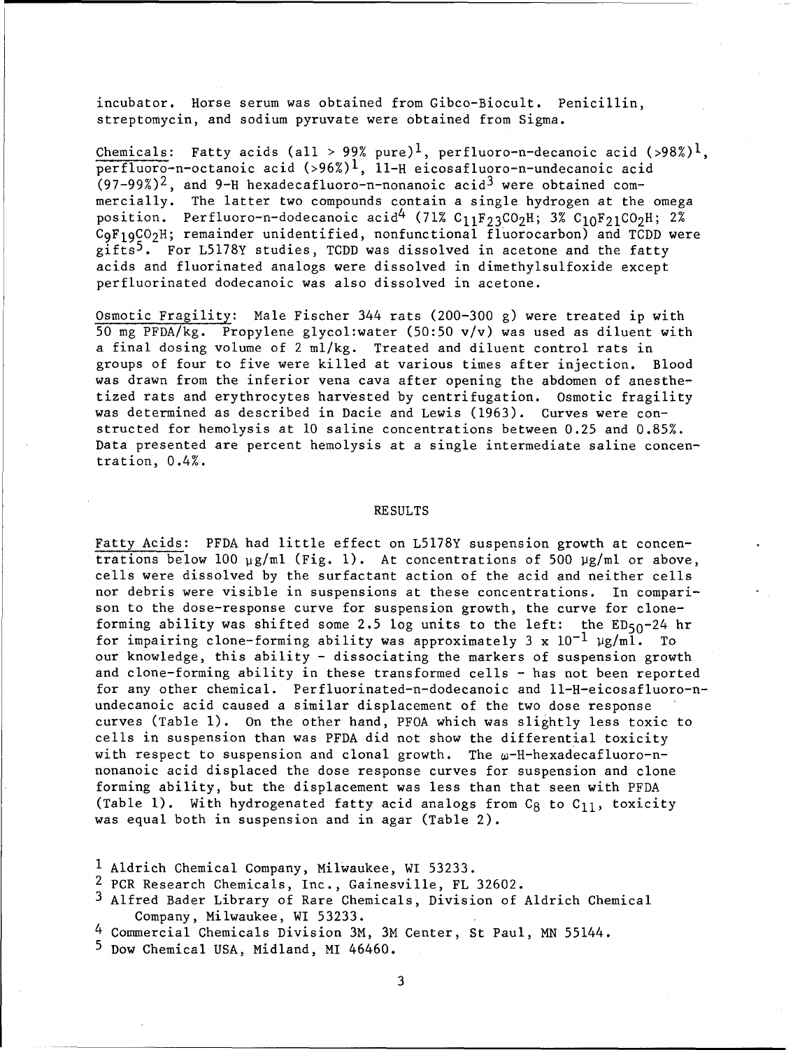incubator. Horse serum was obtained from Gibco-Biocult. Penicillin, streptomycin, and sodium pyruvate were obtained from Sigma.

Chemicals: Fatty acids (all > 99% pure)[1], perfluoro-n-decanoic acid (>98%)[1], perfluoro-n-octanoic acid (>96%)[1], 11-H eicosafluoro-n-undecanoic acid (97-99%)[2], and 9-H hexadecafluoro-n-nonanoic acid[3] were obtained commercially. The latter two compounds contain a single hydrogen at the omega position. Perfluoro-n-dodecanoic acid[4] (71% $C_{11}F_{23}CO_2H$; 3% $C_{10}F_{21}CO_2H$; 2% $C_9F_{19}CO_2H$; remainder unidentified, nonfunctional fluorocarbon) and TCDD were gifts[5]. For L5178Y studies, TCDD was dissolved in acetone and the fatty acids and fluorinated analogs were dissolved in dimethylsulfoxide except perfluorinated dodecanoic was also dissolved in acetone.

Osmotic Fragility: Male Fischer 344 rats (200-300 g) were treated ip with 50 mg PFDA/kg. Propylene glycol:water (50:50 v/v) was used as diluent with a final dosing volume of 2 ml/kg. Treated and diluent control rats in groups of four to five were killed at various times after injection. Blood was drawn from the inferior vena cava after opening the abdomen of anesthetized rats and erythrocytes harvested by centrifugation. Osmotic fragility was determined as described in Dacie and Lewis (1963). Curves were constructed for hemolysis at 10 saline concentrations between 0.25 and 0.85%. Data presented are percent hemolysis at a single intermediate saline concentration, 0.4%.

## RESULTS

Fatty Acids: PFDA had little effect on L5178Y suspension growth at concentrations below 100 μg/ml (Fig. 1). At concentrations of 500 μg/ml or above, cells were dissolved by the surfactant action of the acid and neither cells nor debris were visible in suspensions at these concentrations. In comparison to the dose-response curve for suspension growth, the curve for clone-forming ability was shifted some 2.5 log units to the left: the $ED_{50}$-24 hr for impairing clone-forming ability was approximately $3 \times 10^{-1}$ μg/ml. To our knowledge, this ability - dissociating the markers of suspension growth and clone-forming ability in these transformed cells - has not been reported for any other chemical. Perfluorinated-n-dodecanoic and 11-H-eicosafluoro-n-undecanoic acid caused a similar displacement of the two dose response curves (Table 1). On the other hand, PFOA which was slightly less toxic to cells in suspension than was PFDA did not show the differential toxicity with respect to suspension and clonal growth. The ω-H-hexadecafluoro-n-nonanoic acid displaced the dose response curves for suspension and clone forming ability, but the displacement was less than that seen with PFDA (Table 1). With hydrogenated fatty acid analogs from $C_8$ to $C_{11}$, toxicity was equal both in suspension and in agar (Table 2).

[1] Aldrich Chemical Company, Milwaukee, WI 53233.

[2] PCR Research Chemicals, Inc., Gainesville, FL 32602.

[3] Alfred Bader Library of Rare Chemicals, Division of Aldrich Chemical Company, Milwaukee, WI 53233.

[4] Commercial Chemicals Division 3M, 3M Center, St Paul, MN 55144.

[5] Dow Chemical USA, Midland, MI 46460.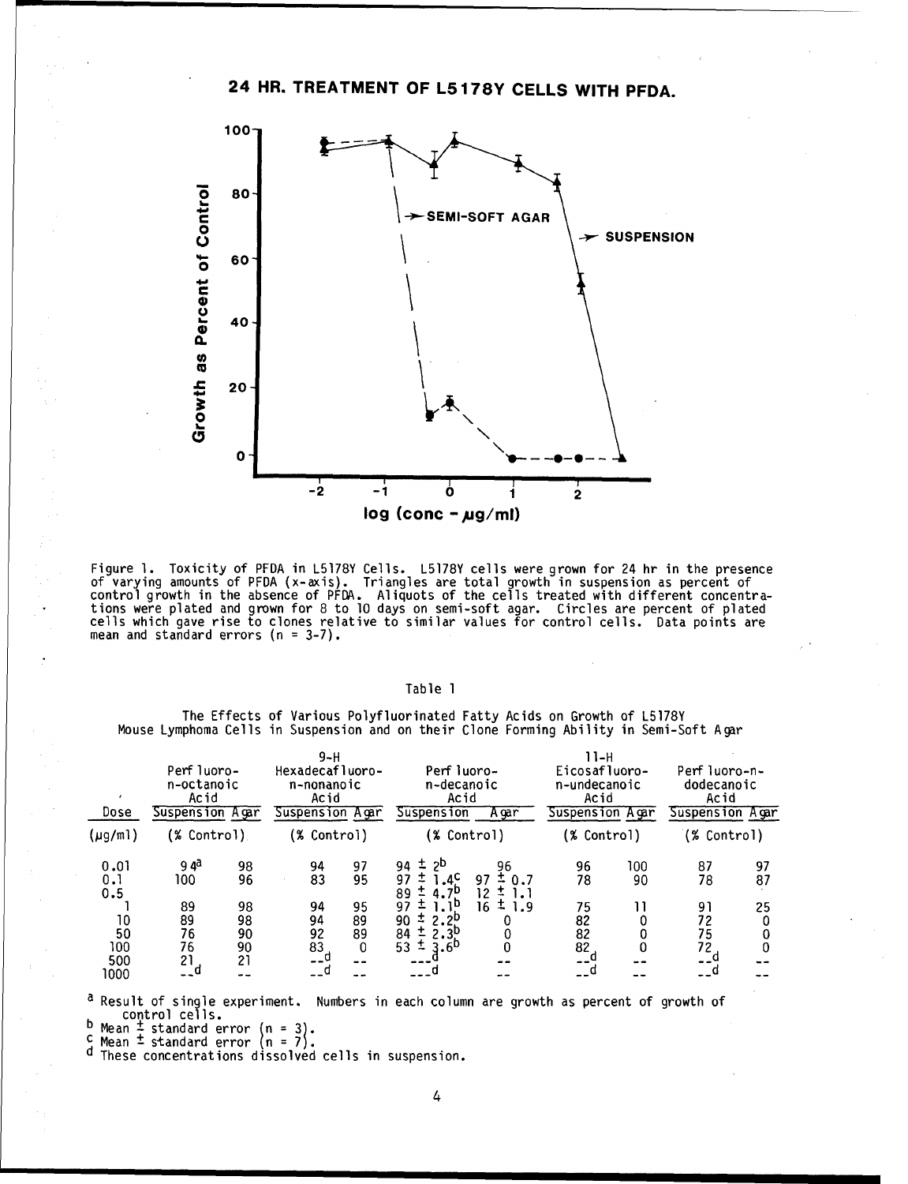# 24 HR. TREATMENT OF L5178Y CELLS WITH PFDA.

Figure 1. Toxicity of PFDA in L5178Y Cells. L5178Y cells were grown for 24 hr in the presence of varying amounts of PFDA (x-axis). Triangles are total growth in suspension as percent of control growth in the absence of PFDA. Aliquots of the cells treated with different concentrations were plated and grown for 8 to 10 days on semi-soft agar. Circles are percent of plated cells which gave rise to clones relative to similar values for control cells. Data points are mean and standard errors (n = 3-7).

Table 1

The Effects of Various Polyfluorinated Fatty Acids on Growth of L5178Y Mouse Lymphoma Cells in Suspension and on their Clone Forming Ability in Semi-Soft Agar

| Dose | Perfluoro-n-octanoic Acid | | 9-H Hexadecafluoro-n-nonanoic Acid | | Perfluoro-n-decanoic Acid | | 11-H Eicosafluoro-n-undecanoic Acid | | Perfluoro-n-dodecanoic Acid | |
|---|---|---|---|---|---|---|---|---|---|---|
| | Suspension | Agar | Suspension | Agar | Suspension | Agar | Suspension | Agar | Suspension | Agar |
| (μg/ml) | (% Control) | | (% Control) | | (% Control) | | (% Control) | | (% Control) | |
| 0.01 | 94[a] | 98 | 94 | 97 | 94 ± 2[b] | 96 | 96 | 100 | 87 | 97 |
| 0.1 | 100 | 96 | 83 | 95 | 97 ± 1.4[c] | 97 ± 0.7 | 78 | 90 | 78 | 87 |
| 0.5 | | | | | 89 ± 4.7[b] | 12 ± 1.1 | | | | |
| 1 | 89 | 98 | 94 | 95 | 97 ± 1.1[b] | 16 ± 1.9 | 75 | 11 | 91 | 25 |
| 10 | 89 | 98 | 94 | 89 | 90 ± 2.2[b] | 0 | 82 | 0 | 72 | 0 |
| 50 | 76 | 90 | 92 | 89 | 84 ± 2.3[b] | 0 | 82 | 0 | 75 | 0 |
| 100 | 76 | 90 | 83 | 0 | 53 ± 3.6[b] | 0 | 82 | 0 | 72 | 0 |
| 500 | 21 | 21 | --[d] | -- | --[d] | -- | --[d] | -- | --[d] | -- |
| 1000 | --[d] | -- | --[d] | -- | --[d] | -- | --[d] | -- | --[d] | -- |

[a] Result of single experiment. Numbers in each column are growth as percent of growth of control cells.
[b] Mean ± standard error (n = 3).
[c] Mean ± standard error (n = 7).
[d] These concentrations dissolved cells in suspension.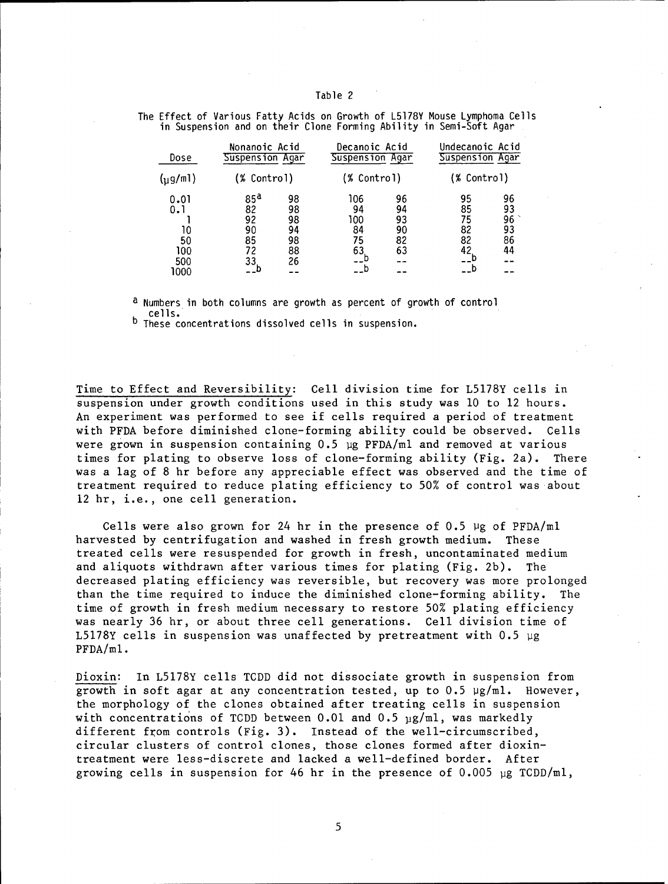Table 2

The Effect of Various Fatty Acids on Growth of L5178Y Mouse Lymphoma Cells in Suspension and on their Clone Forming Ability in Semi-Soft Agar

| Dose | Nonanoic Acid | | Decanoic Acid | | Undecanoic Acid | |
|---|---|---|---|---|---|---|
| | Suspension | Agar | Suspension | Agar | Suspension | Agar |
| (μg/ml) | (% Control) | | (% Control) | | (% Control) | |
| 0.01 | 85[a] | 98 | 106 | 96 | 95 | 96 |
| 0.1 | 82 | 98 | 94 | 94 | 85 | 93 |
| 1 | 92 | 98 | 100 | 93 | 75 | 96 |
| 10 | 90 | 94 | 84 | 90 | 82 | 93 |
| 50 | 85 | 98 | 75 | 82 | 82 | 86 |
| 100 | 72 | 88 | 63 | 63 | 42 | 44 |
| 500 | 33 | 26 | --[b] | -- | --[b] | -- |
| 1000 | --[b] | -- | --[b] | -- | --[b] | -- |

[a] Numbers in both columns are growth as percent of growth of control cells.
[b] These concentrations dissolved cells in suspension.

Time to Effect and Reversibility: Cell division time for L5178Y cells in suspension under growth conditions used in this study was 10 to 12 hours. An experiment was performed to see if cells required a period of treatment with PFDA before diminished clone-forming ability could be observed. Cells were grown in suspension containing 0.5 μg PFDA/ml and removed at various times for plating to observe loss of clone-forming ability (Fig. 2a). There was a lag of 8 hr before any appreciable effect was observed and the time of treatment required to reduce plating efficiency to 50% of control was about 12 hr, i.e., one cell generation.

Cells were also grown for 24 hr in the presence of 0.5 μg of PFDA/ml harvested by centrifugation and washed in fresh growth medium. These treated cells were resuspended for growth in fresh, uncontaminated medium and aliquots withdrawn after various times for plating (Fig. 2b). The decreased plating efficiency was reversible, but recovery was more prolonged than the time required to induce the diminished clone-forming ability. The time of growth in fresh medium necessary to restore 50% plating efficiency was nearly 36 hr, or about three cell generations. Cell division time of L5178Y cells in suspension was unaffected by pretreatment with 0.5 μg PFDA/ml.

Dioxin: In L5178Y cells TCDD did not dissociate growth in suspension from growth in soft agar at any concentration tested, up to 0.5 μg/ml. However, the morphology of the clones obtained after treating cells in suspension with concentrations of TCDD between 0.01 and 0.5 μg/ml, was markedly different from controls (Fig. 3). Instead of the well-circumscribed, circular clusters of control clones, those clones formed after dioxin-treatment were less-discrete and lacked a well-defined border. After growing cells in suspension for 46 hr in the presence of 0.005 μg TCDD/ml,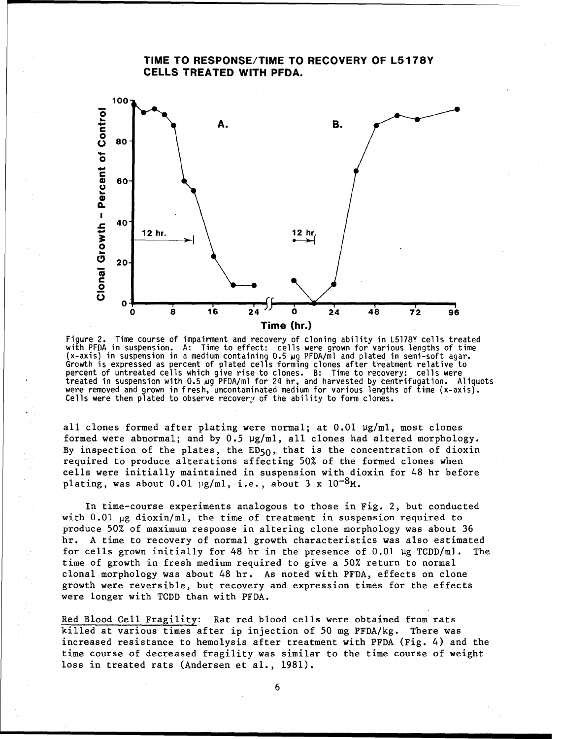**TIME TO RESPONSE/TIME TO RECOVERY OF L5178Y CELLS TREATED WITH PFDA.**

Figure 2. Time course of impairment and recovery of cloning ability in L5178Y cells treated with PFDA in suspension. A: Time to effect: cells were grown for various lengths of time (x-axis) in suspension in a medium containing 0.5 µg PFDA/ml and plated in semi-soft agar. Growth is expressed as percent of plated cells forming clones after treatment relative to percent of untreated cells which give rise to clones. B: Time to recovery: cells were treated in suspension with 0.5 µg PFDA/ml for 24 hr, and harvested by centrifugation. Aliquots were removed and grown in fresh, uncontaminated medium for various lengths of time (x-axis). Cells were then plated to observe recovery of the ability to form clones.

all clones formed after plating were normal; at 0.01 µg/ml, most clones formed were abnormal; and by 0.5 µg/ml, all clones had altered morphology. By inspection of the plates, the $ED_{50}$, that is the concentration of dioxin required to produce alterations affecting 50% of the formed clones when cells were initially maintained in suspension with dioxin for 48 hr before plating, was about 0.01 µg/ml, i.e., about $3 \times 10^{-8}$M.

In time-course experiments analogous to those in Fig. 2, but conducted with 0.01 µg dioxin/ml, the time of treatment in suspension required to produce 50% of maximum response in altering clone morphology was about 36 hr. A time to recovery of normal growth characteristics was also estimated for cells grown initially for 48 hr in the presence of 0.01 µg TCDD/ml. The time of growth in fresh medium required to give a 50% return to normal clonal morphology was about 48 hr. As noted with PFDA, effects on clone growth were reversible, but recovery and expression times for the effects were longer with TCDD than with PFDA.

Red Blood Cell Fragility: Rat red blood cells were obtained from rats killed at various times after ip injection of 50 mg PFDA/kg. There was increased resistance to hemolysis after treatment with PFDA (Fig. 4) and the time course of decreased fragility was similar to the time course of weight loss in treated rats (Andersen et al., 1981).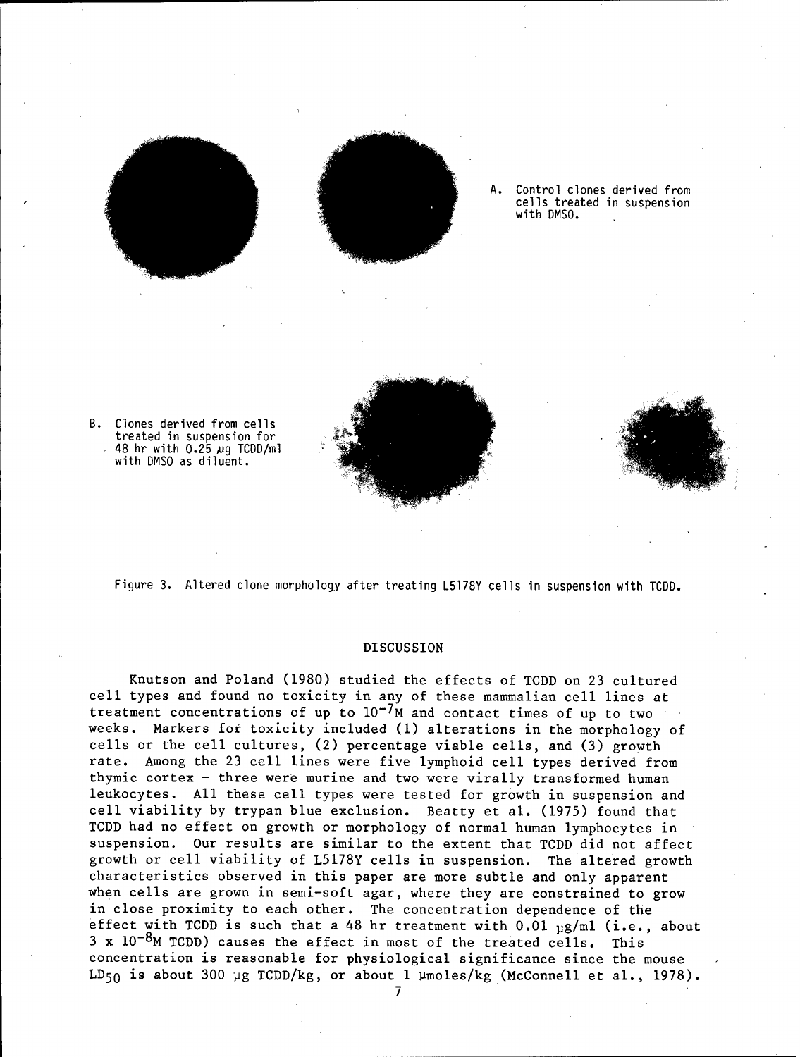A. Control clones derived from cells treated in suspension with DMSO.

B. Clones derived from cells treated in suspension for 48 hr with 0.25 μg TCDD/ml with DMSO as diluent.

Figure 3. Altered clone morphology after treating L5178Y cells in suspension with TCDD.

## DISCUSSION

Knutson and Poland (1980) studied the effects of TCDD on 23 cultured cell types and found no toxicity in any of these mammalian cell lines at treatment concentrations of up to $10^{-7}$M and contact times of up to two weeks. Markers for toxicity included (1) alterations in the morphology of cells or the cell cultures, (2) percentage viable cells, and (3) growth rate. Among the 23 cell lines were five lymphoid cell types derived from thymic cortex - three were murine and two were virally transformed human leukocytes. All these cell types were tested for growth in suspension and cell viability by trypan blue exclusion. Beatty et al. (1975) found that TCDD had no effect on growth or morphology of normal human lymphocytes in suspension. Our results are similar to the extent that TCDD did not affect growth or cell viability of L5178Y cells in suspension. The altered growth characteristics observed in this paper are more subtle and only apparent when cells are grown in semi-soft agar, where they are constrained to grow in close proximity to each other. The concentration dependence of the effect with TCDD is such that a 48 hr treatment with 0.01 μg/ml (i.e., about $3 \times 10^{-8}$M TCDD) causes the effect in most of the treated cells. This concentration is reasonable for physiological significance since the mouse $LD_{50}$ is about 300 μg TCDD/kg, or about 1 μmoles/kg (McConnell et al., 1978).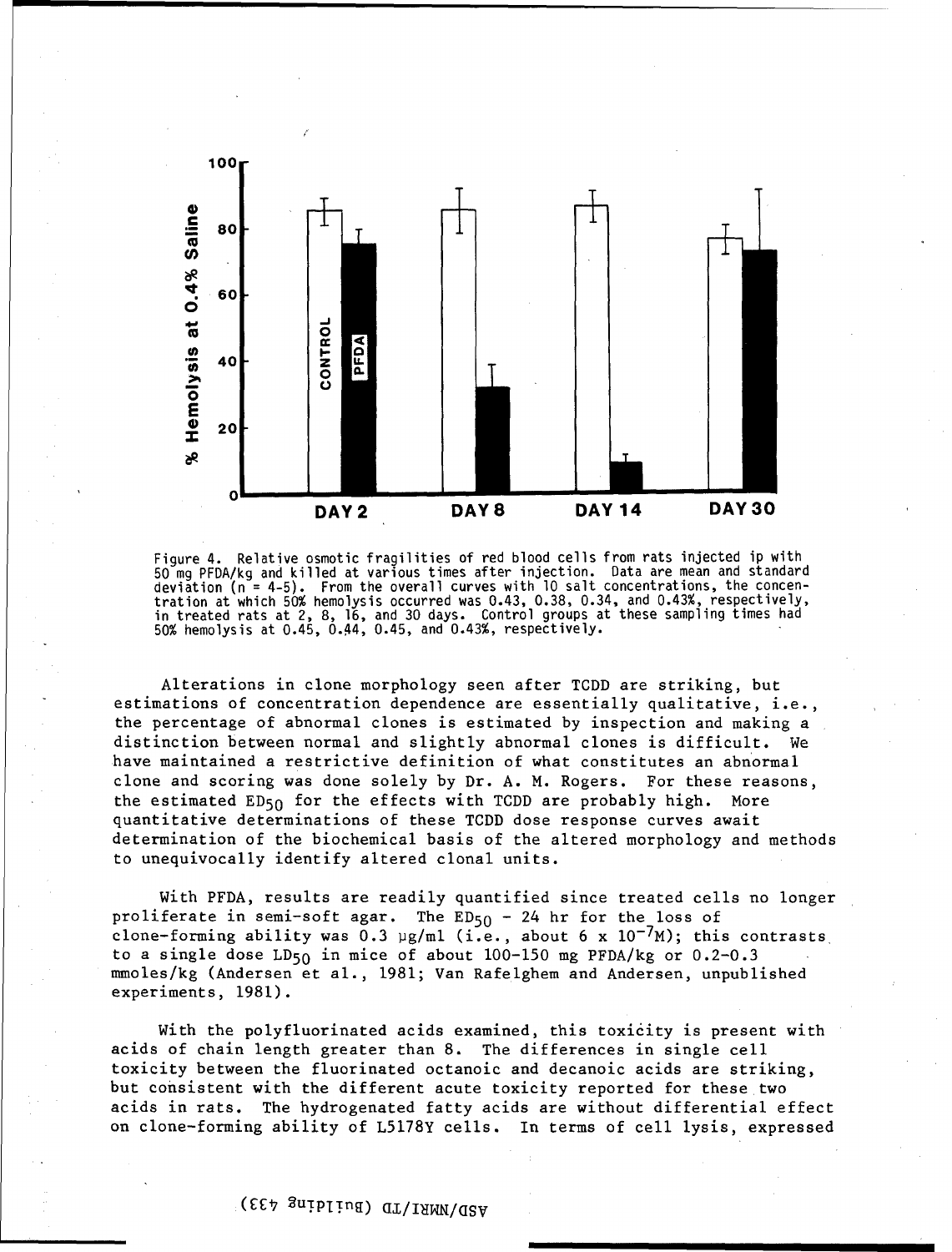Figure 4. Relative osmotic fragilities of red blood cells from rats injected ip with 50 mg PFDA/kg and killed at various times after injection. Data are mean and standard deviation (n = 4-5). From the overall curves with 10 salt concentrations, the concentration at which 50% hemolysis occurred was 0.43, 0.38, 0.34, and 0.43%, respectively, in treated rats at 2, 8, 16, and 30 days. Control groups at these sampling times had 50% hemolysis at 0.45, 0.44, 0.45, and 0.43%, respectively.

Alterations in clone morphology seen after TCDD are striking, but estimations of concentration dependence are essentially qualitative, i.e., the percentage of abnormal clones is estimated by inspection and making a distinction between normal and slightly abnormal clones is difficult. We have maintained a restrictive definition of what constitutes an abnormal clone and scoring was done solely by Dr. A. M. Rogers. For these reasons, the estimated $ED_{50}$ for the effects with TCDD are probably high. More quantitative determinations of these TCDD dose response curves await determination of the biochemical basis of the altered morphology and methods to unequivocally identify altered clonal units.

With PFDA, results are readily quantified since treated cells no longer proliferate in semi-soft agar. The $ED_{50}$ - 24 hr for the loss of clone-forming ability was 0.3 μg/ml (i.e., about $6 \times 10^{-7}$M); this contrasts to a single dose $LD_{50}$ in mice of about 100-150 mg PFDA/kg or 0.2-0.3 mmoles/kg (Andersen et al., 1981; Van Rafelghem and Andersen, unpublished experiments, 1981).

With the polyfluorinated acids examined, this toxicity is present with acids of chain length greater than 8. The differences in single cell toxicity between the fluorinated octanoic and decanoic acids are striking, but consistent with the different acute toxicity reported for these two acids in rats. The hydrogenated fatty acids are without differential effect on clone-forming ability of L5178Y cells. In terms of cell lysis, expressed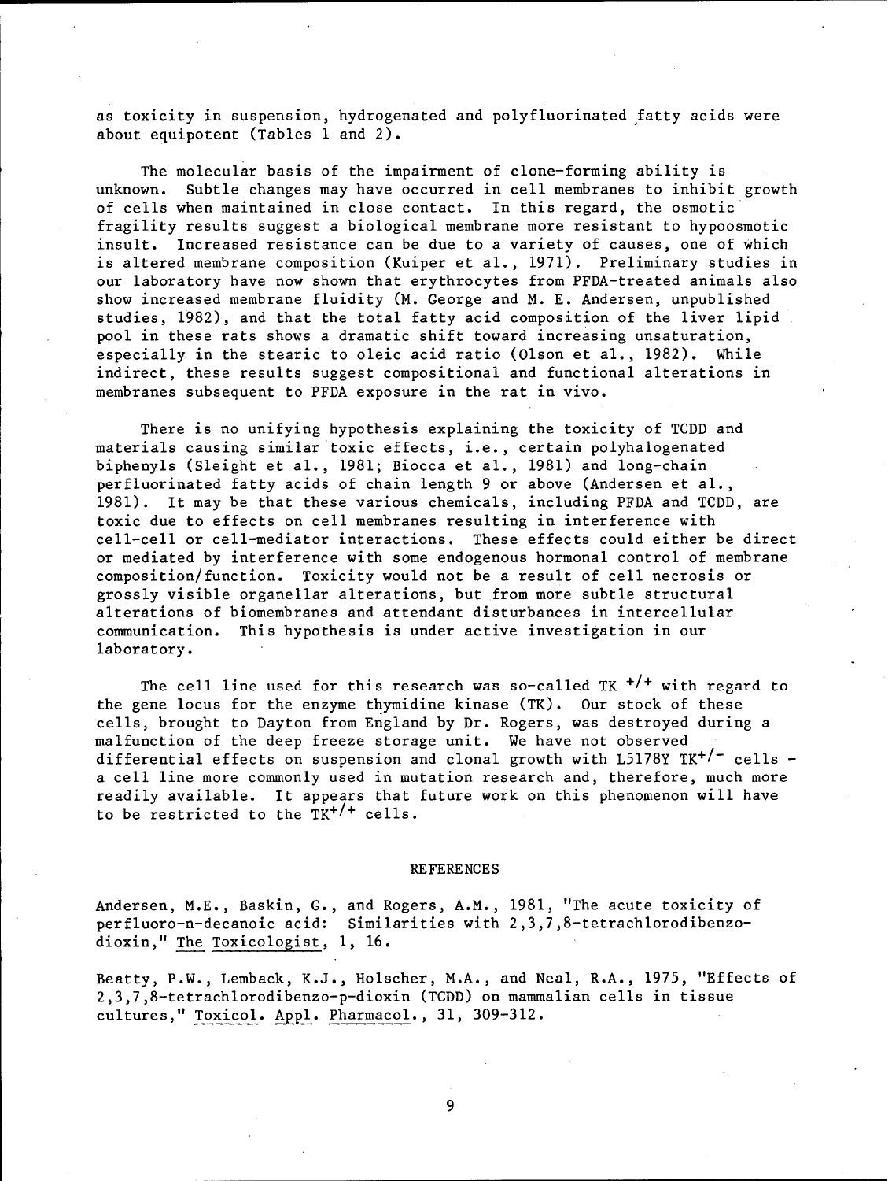as toxicity in suspension, hydrogenated and polyfluorinated fatty acids were about equipotent (Tables 1 and 2).

The molecular basis of the impairment of clone-forming ability is unknown. Subtle changes may have occurred in cell membranes to inhibit growth of cells when maintained in close contact. In this regard, the osmotic fragility results suggest a biological membrane more resistant to hypoosmotic insult. Increased resistance can be due to a variety of causes, one of which is altered membrane composition (Kuiper et al., 1971). Preliminary studies in our laboratory have now shown that erythrocytes from PFDA-treated animals also show increased membrane fluidity (M. George and M. E. Andersen, unpublished studies, 1982), and that the total fatty acid composition of the liver lipid pool in these rats shows a dramatic shift toward increasing unsaturation, especially in the stearic to oleic acid ratio (Olson et al., 1982). While indirect, these results suggest compositional and functional alterations in membranes subsequent to PFDA exposure in the rat in vivo.

There is no unifying hypothesis explaining the toxicity of TCDD and materials causing similar toxic effects, i.e., certain polyhalogenated biphenyls (Sleight et al., 1981; Biocca et al., 1981) and long-chain perfluorinated fatty acids of chain length 9 or above (Andersen et al., 1981). It may be that these various chemicals, including PFDA and TCDD, are toxic due to effects on cell membranes resulting in interference with cell-cell or cell-mediator interactions. These effects could either be direct or mediated by interference with some endogenous hormonal control of membrane composition/function. Toxicity would not be a result of cell necrosis or grossly visible organellar alterations, but from more subtle structural alterations of biomembranes and attendant disturbances in intercellular communication. This hypothesis is under active investigation in our laboratory.

The cell line used for this research was so-called TK $^{+/+}$ with regard to the gene locus for the enzyme thymidine kinase (TK). Our stock of these cells, brought to Dayton from England by Dr. Rogers, was destroyed during a malfunction of the deep freeze storage unit. We have not observed differential effects on suspension and clonal growth with L5178Y TK$^{+/-}$ cells - a cell line more commonly used in mutation research and, therefore, much more readily available. It appears that future work on this phenomenon will have to be restricted to the TK$^{+/+}$ cells.

## REFERENCES

Andersen, M.E., Baskin, G., and Rogers, A.M., 1981, "The acute toxicity of perfluoro-n-decanoic acid: Similarities with 2,3,7,8-tetrachlorodibenzo-dioxin," The Toxicologist, 1, 16.

Beatty, P.W., Lemback, K.J., Holscher, M.A., and Neal, R.A., 1975, "Effects of 2,3,7,8-tetrachlorodibenzo-p-dioxin (TCDD) on mammalian cells in tissue cultures," Toxicol. Appl. Pharmacol., 31, 309-312.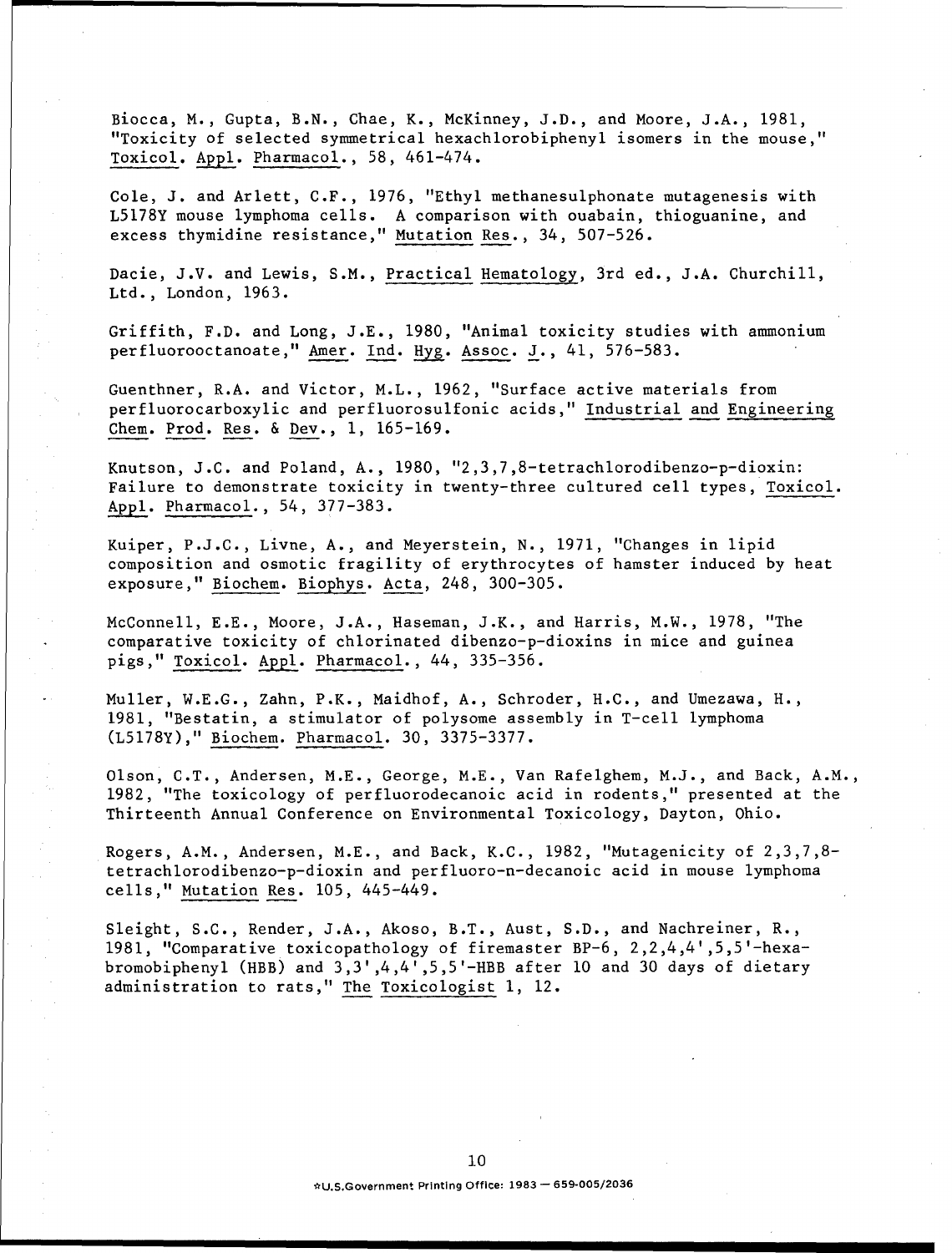Biocca, M., Gupta, B.N., Chae, K., McKinney, J.D., and Moore, J.A., 1981, "Toxicity of selected symmetrical hexachlorobiphenyl isomers in the mouse," Toxicol. Appl. Pharmacol., 58, 461-474.

Cole, J. and Arlett, C.F., 1976, "Ethyl methanesulphonate mutagenesis with L5178Y mouse lymphoma cells. A comparison with ouabain, thioguanine, and excess thymidine resistance," Mutation Res., 34, 507-526.

Dacie, J.V. and Lewis, S.M., Practical Hematology, 3rd ed., J.A. Churchill, Ltd., London, 1963.

Griffith, F.D. and Long, J.E., 1980, "Animal toxicity studies with ammonium perfluorooctanoate," Amer. Ind. Hyg. Assoc. J., 41, 576-583.

Guenthner, R.A. and Victor, M.L., 1962, "Surface active materials from perfluorocarboxylic and perfluorosulfonic acids," Industrial and Engineering Chem. Prod. Res. & Dev., 1, 165-169.

Knutson, J.C. and Poland, A., 1980, "2,3,7,8-tetrachlorodibenzo-p-dioxin: Failure to demonstrate toxicity in twenty-three cultured cell types, Toxicol. Appl. Pharmacol., 54, 377-383.

Kuiper, P.J.C., Livne, A., and Meyerstein, N., 1971, "Changes in lipid composition and osmotic fragility of erythrocytes of hamster induced by heat exposure," Biochem. Biophys. Acta, 248, 300-305.

McConnell, E.E., Moore, J.A., Haseman, J.K., and Harris, M.W., 1978, "The comparative toxicity of chlorinated dibenzo-p-dioxins in mice and guinea pigs," Toxicol. Appl. Pharmacol., 44, 335-356.

Muller, W.E.G., Zahn, P.K., Maidhof, A., Schroder, H.C., and Umezawa, H., 1981, "Bestatin, a stimulator of polysome assembly in T-cell lymphoma (L5178Y)," Biochem. Pharmacol. 30, 3375-3377.

Olson, C.T., Andersen, M.E., George, M.E., Van Rafelghem, M.J., and Back, A.M., 1982, "The toxicology of perfluorodecanoic acid in rodents," presented at the Thirteenth Annual Conference on Environmental Toxicology, Dayton, Ohio.

Rogers, A.M., Andersen, M.E., and Back, K.C., 1982, "Mutagenicity of 2,3,7,8-tetrachlorodibenzo-p-dioxin and perfluoro-n-decanoic acid in mouse lymphoma cells," Mutation Res. 105, 445-449.

Sleight, S.C., Render, J.A., Akoso, B.T., Aust, S.D., and Nachreiner, R., 1981, "Comparative toxicopathology of firemaster BP-6, 2,2,4,4',5,5'-hexabromobiphenyl (HBB) and 3,3',4,4',5,5'-HBB after 10 and 30 days of dietary administration to rats," The Toxicologist 1, 12.

☆U.S.Government Printing Office: 1983 — 659-005/2036